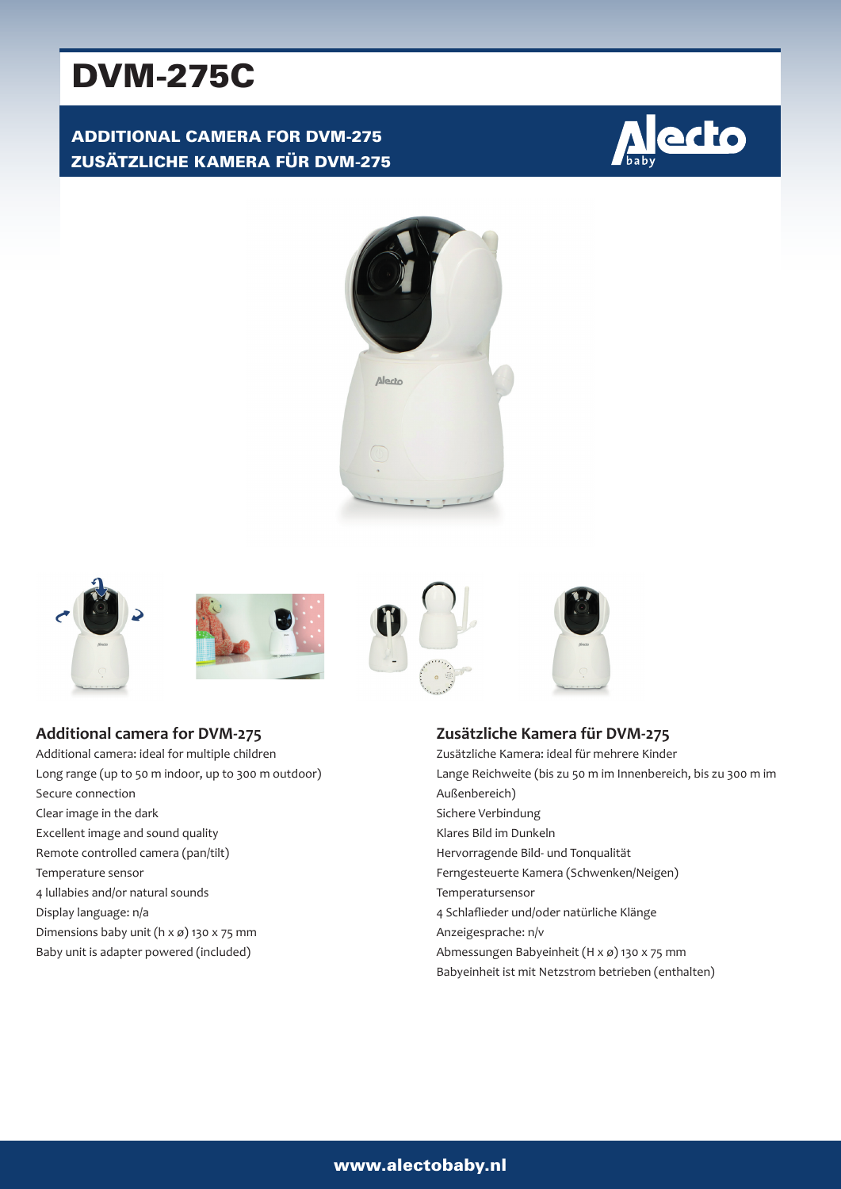# DVM-275C

**ADDITIONAL CAMERA FOR DVM-275**
**ZUSÄTZLICHE KAMERA FÜR DVM-275**

## Additional camera for DVM-275

Additional camera: ideal for multiple children
Long range (up to 50 m indoor, up to 300 m outdoor)
Secure connection
Clear image in the dark
Excellent image and sound quality
Remote controlled camera (pan/tilt)
Temperature sensor
4 lullabies and/or natural sounds
Display language: n/a
Dimensions baby unit (h x ø) 130 x 75 mm
Baby unit is adapter powered (included)

## Zusätzliche Kamera für DVM-275

Zusätzliche Kamera: ideal für mehrere Kinder
Lange Reichweite (bis zu 50 m im Innenbereich, bis zu 300 m im Außenbereich)
Sichere Verbindung
Klares Bild im Dunkeln
Hervorragende Bild- und Tonqualität
Ferngesteuerte Kamera (Schwenken/Neigen)
Temperatursensor
4 Schlaflieder und/oder natürliche Klänge
Anzeigesprache: n/v
Abmessungen Babyeinheit (H x ø) 130 x 75 mm
Babyeinheit ist mit Netzstrom betrieben (enthalten)

www.alectobaby.nl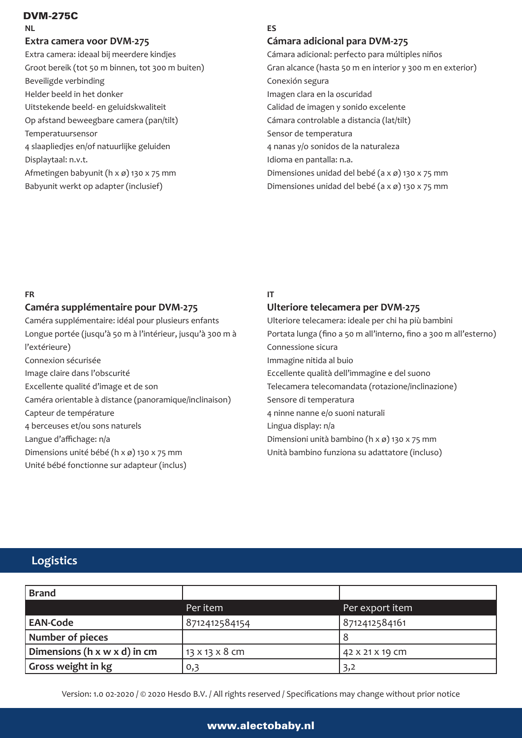# DVM-275C

## NL

### Extra camera voor DVM-275

Extra camera: ideaal bij meerdere kindjes
Groot bereik (tot 50 m binnen, tot 300 m buiten)
Beveiligde verbinding
Helder beeld in het donker
Uitstekende beeld- en geluidskwaliteit
Op afstand beweegbare camera (pan/tilt)
Temperatuursensor
4 slaapliedjes en/of natuurlijke geluiden
Displaytaal: n.v.t.
Afmetingen babyunit (h x ø) 130 x 75 mm
Babyunit werkt op adapter (inclusief)

## ES

### Cámara adicional para DVM-275

Cámara adicional: perfecto para múltiples niños
Gran alcance (hasta 50 m en interior y 300 m en exterior)
Conexión segura
Imagen clara en la oscuridad
Calidad de imagen y sonido excelente
Cámara controlable a distancia (lat/tilt)
Sensor de temperatura
4 nanas y/o sonidos de la naturaleza
Idioma en pantalla: n.a.
Dimensiones unidad del bebé (a x ø) 130 x 75 mm
Dimensiones unidad del bebé (a x ø) 130 x 75 mm

## FR

### Caméra supplémentaire pour DVM-275

Caméra supplémentaire: idéal pour plusieurs enfants
Longue portée (jusqu'à 50 m à l'intérieur, jusqu'à 300 m à l'extérieure)
Connexion sécurisée
Image claire dans l'obscurité
Excellente qualité d'image et de son
Caméra orientable à distance (panoramique/inclinaison)
Capteur de température
4 berceuses et/ou sons naturels
Langue d'affichage: n/a
Dimensions unité bébé (h x ø) 130 x 75 mm
Unité bébé fonctionne sur adapteur (inclus)

## IT

### Ulteriore telecamera per DVM-275

Ulteriore telecamera: ideale per chi ha più bambini
Portata lunga (fino a 50 m all'interno, fino a 300 m all'esterno)
Connessione sicura
Immagine nitida al buio
Eccellente qualità dell'immagine e del suono
Telecamera telecomandata (rotazione/inclinazione)
Sensore di temperatura
4 ninne nanne e/o suoni naturali
Lingua display: n/a
Dimensioni unità bambino (h x ø) 130 x 75 mm
Unità bambino funziona su adattatore (incluso)

## Logistics

| Brand | | |
|---|---|---|
| | Per item | Per export item |
| EAN-Code | 8712412584154 | 8712412584161 |
| Number of pieces | | 8 |
| Dimensions (h x w x d) in cm | 13 x 13 x 8 cm | 42 x 21 x 19 cm |
| Gross weight in kg | 0,3 | 3,2 |

Version: 1.0 02-2020 / © 2020 Hesdo B.V. / All rights reserved / Specifications may change without prior notice

www.alectobaby.nl